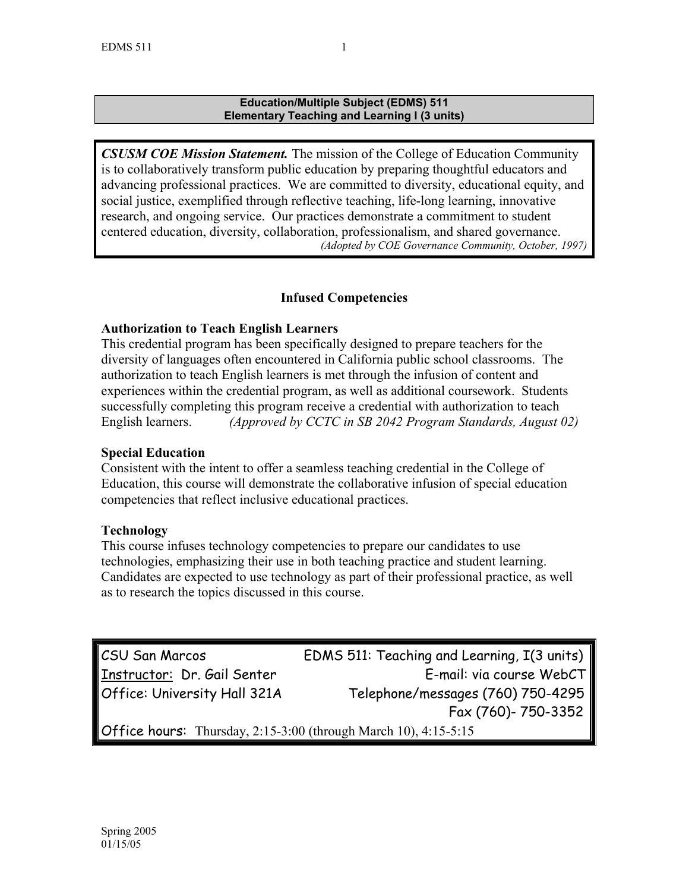# Education/Multiple Subject (EDMS) 511
## Elementary Teaching and Learning I (3 units)

***CSUSM COE Mission Statement.*** The mission of the College of Education Community is to collaboratively transform public education by preparing thoughtful educators and advancing professional practices. We are committed to diversity, educational equity, and social justice, exemplified through reflective teaching, life-long learning, innovative research, and ongoing service. Our practices demonstrate a commitment to student centered education, diversity, collaboration, professionalism, and shared governance.
*(Adopted by COE Governance Community, October, 1997)*

## Infused Competencies

### Authorization to Teach English Learners

This credential program has been specifically designed to prepare teachers for the diversity of languages often encountered in California public school classrooms. The authorization to teach English learners is met through the infusion of content and experiences within the credential program, as well as additional coursework. Students successfully completing this program receive a credential with authorization to teach English learners. *(Approved by CCTC in SB 2042 Program Standards, August 02)*

### Special Education

Consistent with the intent to offer a seamless teaching credential in the College of Education, this course will demonstrate the collaborative infusion of special education competencies that reflect inclusive educational practices.

### Technology

This course infuses technology competencies to prepare our candidates to use technologies, emphasizing their use in both teaching practice and student learning. Candidates are expected to use technology as part of their professional practice, as well as to research the topics discussed in this course.

| | |
|---|---|
| CSU San Marcos | EDMS 511: Teaching and Learning, I(3 units) |
| Instructor: Dr. Gail Senter | E-mail: via course WebCT |
| Office: University Hall 321A | Telephone/messages (760) 750-4295 |
| | Fax (760)- 750-3352 |
| Office hours: Thursday, 2:15-3:00 (through March 10), 4:15-5:15 | |

Spring 2005
01/15/05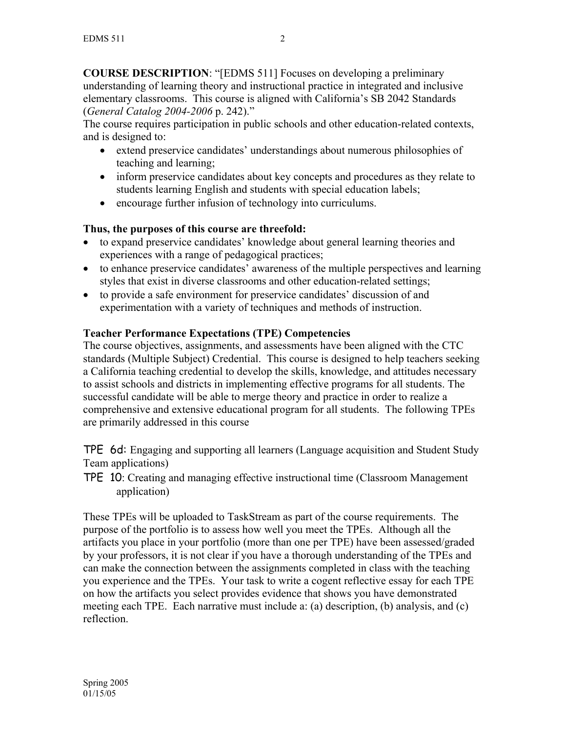**COURSE DESCRIPTION**: "[EDMS 511] Focuses on developing a preliminary understanding of learning theory and instructional practice in integrated and inclusive elementary classrooms. This course is aligned with California's SB 2042 Standards (*General Catalog 2004-2006* p. 242)."

The course requires participation in public schools and other education-related contexts, and is designed to:

- extend preservice candidates' understandings about numerous philosophies of teaching and learning;
- inform preservice candidates about key concepts and procedures as they relate to students learning English and students with special education labels;
- encourage further infusion of technology into curriculums.

**Thus, the purposes of this course are threefold:**

- to expand preservice candidates' knowledge about general learning theories and experiences with a range of pedagogical practices;
- to enhance preservice candidates' awareness of the multiple perspectives and learning styles that exist in diverse classrooms and other education-related settings;
- to provide a safe environment for preservice candidates' discussion of and experimentation with a variety of techniques and methods of instruction.

**Teacher Performance Expectations (TPE) Competencies**

The course objectives, assignments, and assessments have been aligned with the CTC standards (Multiple Subject) Credential. This course is designed to help teachers seeking a California teaching credential to develop the skills, knowledge, and attitudes necessary to assist schools and districts in implementing effective programs for all students. The successful candidate will be able to merge theory and practice in order to realize a comprehensive and extensive educational program for all students. The following TPEs are primarily addressed in this course

TPE 6d: Engaging and supporting all learners (Language acquisition and Student Study Team applications)

TPE 10: Creating and managing effective instructional time (Classroom Management application)

These TPEs will be uploaded to TaskStream as part of the course requirements. The purpose of the portfolio is to assess how well you meet the TPEs. Although all the artifacts you place in your portfolio (more than one per TPE) have been assessed/graded by your professors, it is not clear if you have a thorough understanding of the TPEs and can make the connection between the assignments completed in class with the teaching you experience and the TPEs. Your task to write a cogent reflective essay for each TPE on how the artifacts you select provides evidence that shows you have demonstrated meeting each TPE. Each narrative must include a: (a) description, (b) analysis, and (c) reflection.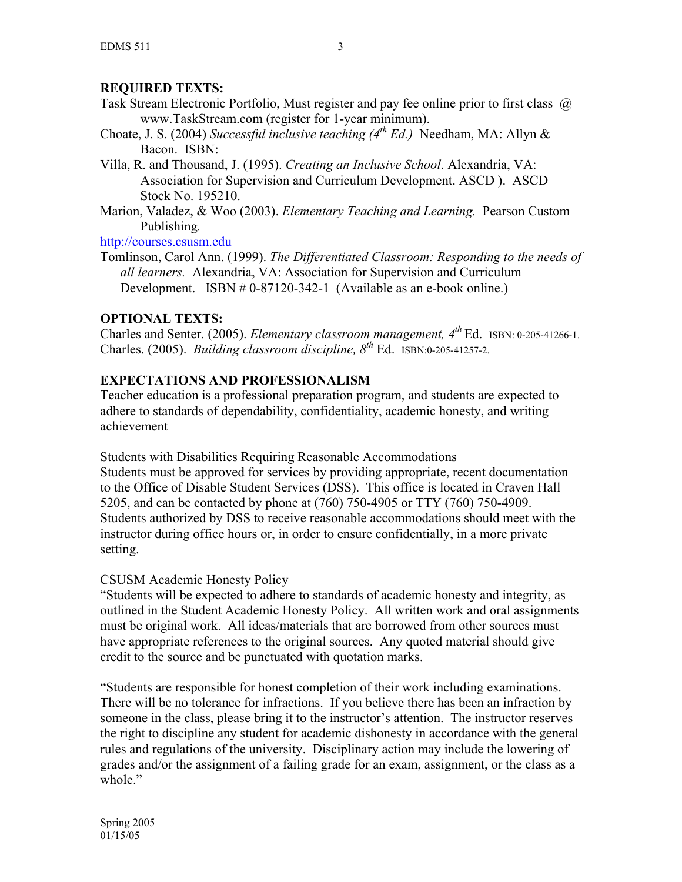## REQUIRED TEXTS:

Task Stream Electronic Portfolio, Must register and pay fee online prior to first class @ www.TaskStream.com (register for 1-year minimum).

Choate, J. S. (2004) *Successful inclusive teaching (4th Ed.)* Needham, MA: Allyn & Bacon. ISBN:

Villa, R. and Thousand, J. (1995). *Creating an Inclusive School*. Alexandria, VA: Association for Supervision and Curriculum Development. ASCD ). ASCD Stock No. 195210.

Marion, Valadez, & Woo (2003). *Elementary Teaching and Learning.* Pearson Custom Publishing.

http://courses.csusm.edu

Tomlinson, Carol Ann. (1999). *The Differentiated Classroom: Responding to the needs of all learners.* Alexandria, VA: Association for Supervision and Curriculum Development. ISBN # 0-87120-342-1 (Available as an e-book online.)

## OPTIONAL TEXTS:

Charles and Senter. (2005). *Elementary classroom management, 4th* Ed. ISBN: 0-205-41266-1.
Charles. (2005). *Building classroom discipline, 8th* Ed. ISBN:0-205-41257-2.

## EXPECTATIONS AND PROFESSIONALISM

Teacher education is a professional preparation program, and students are expected to adhere to standards of dependability, confidentiality, academic honesty, and writing achievement

Students with Disabilities Requiring Reasonable Accommodations

Students must be approved for services by providing appropriate, recent documentation to the Office of Disable Student Services (DSS). This office is located in Craven Hall 5205, and can be contacted by phone at (760) 750-4905 or TTY (760) 750-4909. Students authorized by DSS to receive reasonable accommodations should meet with the instructor during office hours or, in order to ensure confidentially, in a more private setting.

CSUSM Academic Honesty Policy

"Students will be expected to adhere to standards of academic honesty and integrity, as outlined in the Student Academic Honesty Policy. All written work and oral assignments must be original work. All ideas/materials that are borrowed from other sources must have appropriate references to the original sources. Any quoted material should give credit to the source and be punctuated with quotation marks.

"Students are responsible for honest completion of their work including examinations. There will be no tolerance for infractions. If you believe there has been an infraction by someone in the class, please bring it to the instructor's attention. The instructor reserves the right to discipline any student for academic dishonesty in accordance with the general rules and regulations of the university. Disciplinary action may include the lowering of grades and/or the assignment of a failing grade for an exam, assignment, or the class as a whole."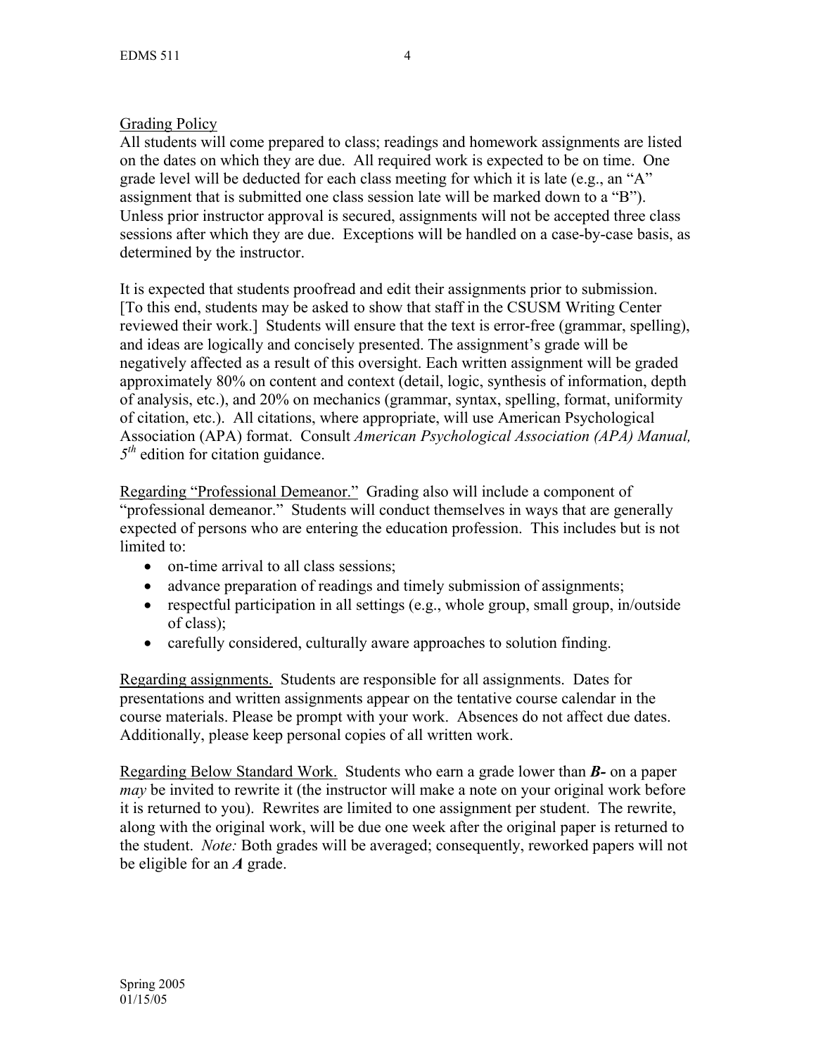## Grading Policy

All students will come prepared to class; readings and homework assignments are listed on the dates on which they are due. All required work is expected to be on time. One grade level will be deducted for each class meeting for which it is late (e.g., an "A" assignment that is submitted one class session late will be marked down to a "B"). Unless prior instructor approval is secured, assignments will not be accepted three class sessions after which they are due. Exceptions will be handled on a case-by-case basis, as determined by the instructor.

It is expected that students proofread and edit their assignments prior to submission. [To this end, students may be asked to show that staff in the CSUSM Writing Center reviewed their work.] Students will ensure that the text is error-free (grammar, spelling), and ideas are logically and concisely presented. The assignment's grade will be negatively affected as a result of this oversight. Each written assignment will be graded approximately 80% on content and context (detail, logic, synthesis of information, depth of analysis, etc.), and 20% on mechanics (grammar, syntax, spelling, format, uniformity of citation, etc.). All citations, where appropriate, will use American Psychological Association (APA) format. Consult *American Psychological Association (APA) Manual, 5th* edition for citation guidance.

Regarding "Professional Demeanor." Grading also will include a component of "professional demeanor." Students will conduct themselves in ways that are generally expected of persons who are entering the education profession. This includes but is not limited to:

- on-time arrival to all class sessions;
- advance preparation of readings and timely submission of assignments;
- respectful participation in all settings (e.g., whole group, small group, in/outside of class);
- carefully considered, culturally aware approaches to solution finding.

Regarding assignments. Students are responsible for all assignments. Dates for presentations and written assignments appear on the tentative course calendar in the course materials. Please be prompt with your work. Absences do not affect due dates. Additionally, please keep personal copies of all written work.

Regarding Below Standard Work. Students who earn a grade lower than ***B-*** on a paper *may* be invited to rewrite it (the instructor will make a note on your original work before it is returned to you). Rewrites are limited to one assignment per student. The rewrite, along with the original work, will be due one week after the original paper is returned to the student. *Note:* Both grades will be averaged; consequently, reworked papers will not be eligible for an ***A*** grade.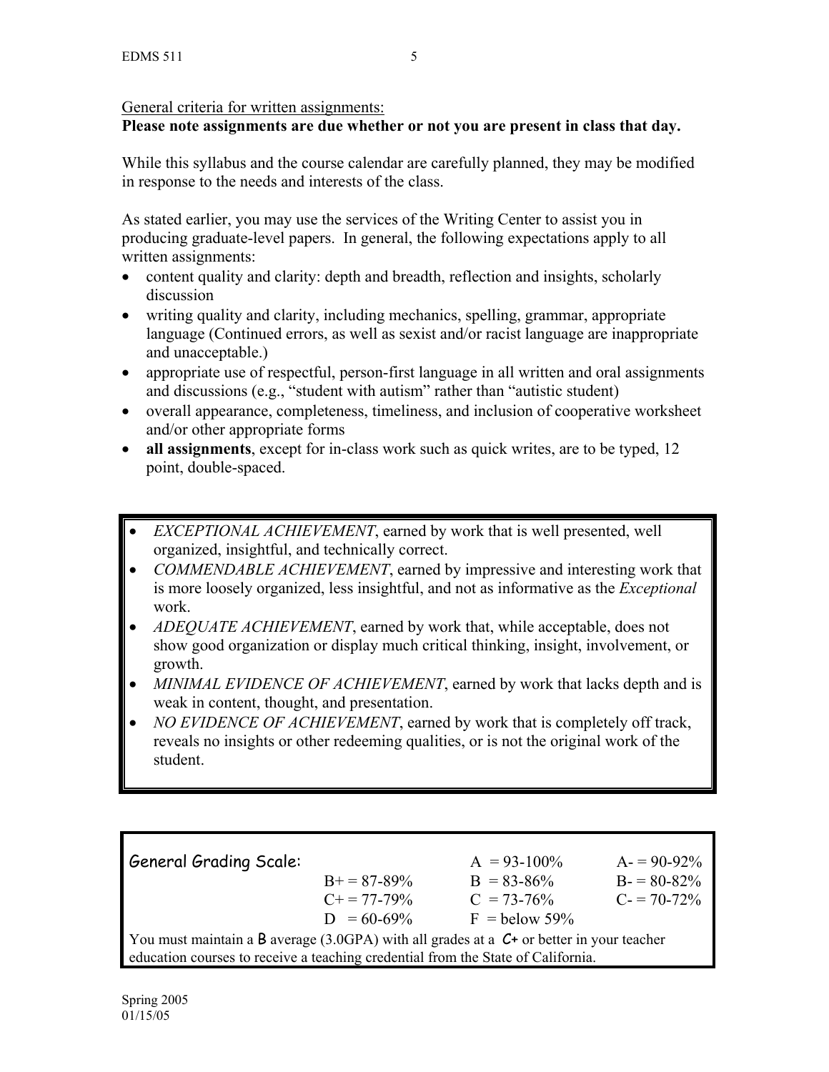General criteria for written assignments:

**Please note assignments are due whether or not you are present in class that day.**

While this syllabus and the course calendar are carefully planned, they may be modified in response to the needs and interests of the class.

As stated earlier, you may use the services of the Writing Center to assist you in producing graduate-level papers. In general, the following expectations apply to all written assignments:

- content quality and clarity: depth and breadth, reflection and insights, scholarly discussion
- writing quality and clarity, including mechanics, spelling, grammar, appropriate language (Continued errors, as well as sexist and/or racist language are inappropriate and unacceptable.)
- appropriate use of respectful, person-first language in all written and oral assignments and discussions (e.g., "student with autism" rather than "autistic student)
- overall appearance, completeness, timeliness, and inclusion of cooperative worksheet and/or other appropriate forms
- **all assignments**, except for in-class work such as quick writes, are to be typed, 12 point, double-spaced.

- *EXCEPTIONAL ACHIEVEMENT*, earned by work that is well presented, well organized, insightful, and technically correct.
- *COMMENDABLE ACHIEVEMENT*, earned by impressive and interesting work that is more loosely organized, less insightful, and not as informative as the *Exceptional* work.
- *ADEQUATE ACHIEVEMENT*, earned by work that, while acceptable, does not show good organization or display much critical thinking, insight, involvement, or growth.
- *MINIMAL EVIDENCE OF ACHIEVEMENT*, earned by work that lacks depth and is weak in content, thought, and presentation.
- *NO EVIDENCE OF ACHIEVEMENT*, earned by work that is completely off track, reveals no insights or other redeeming qualities, or is not the original work of the student.

| General Grading Scale: | | A = 93-100% | A- = 90-92% |
|---|---|---|---|
| | B+ = 87-89% | B = 83-86% | B- = 80-82% |
| | C+ = 77-79% | C = 73-76% | C- = 70-72% |
| | D = 60-69% | F = below 59% | |

You must maintain a B average (3.0GPA) with all grades at a C+ or better in your teacher education courses to receive a teaching credential from the State of California.

Spring 2005
01/15/05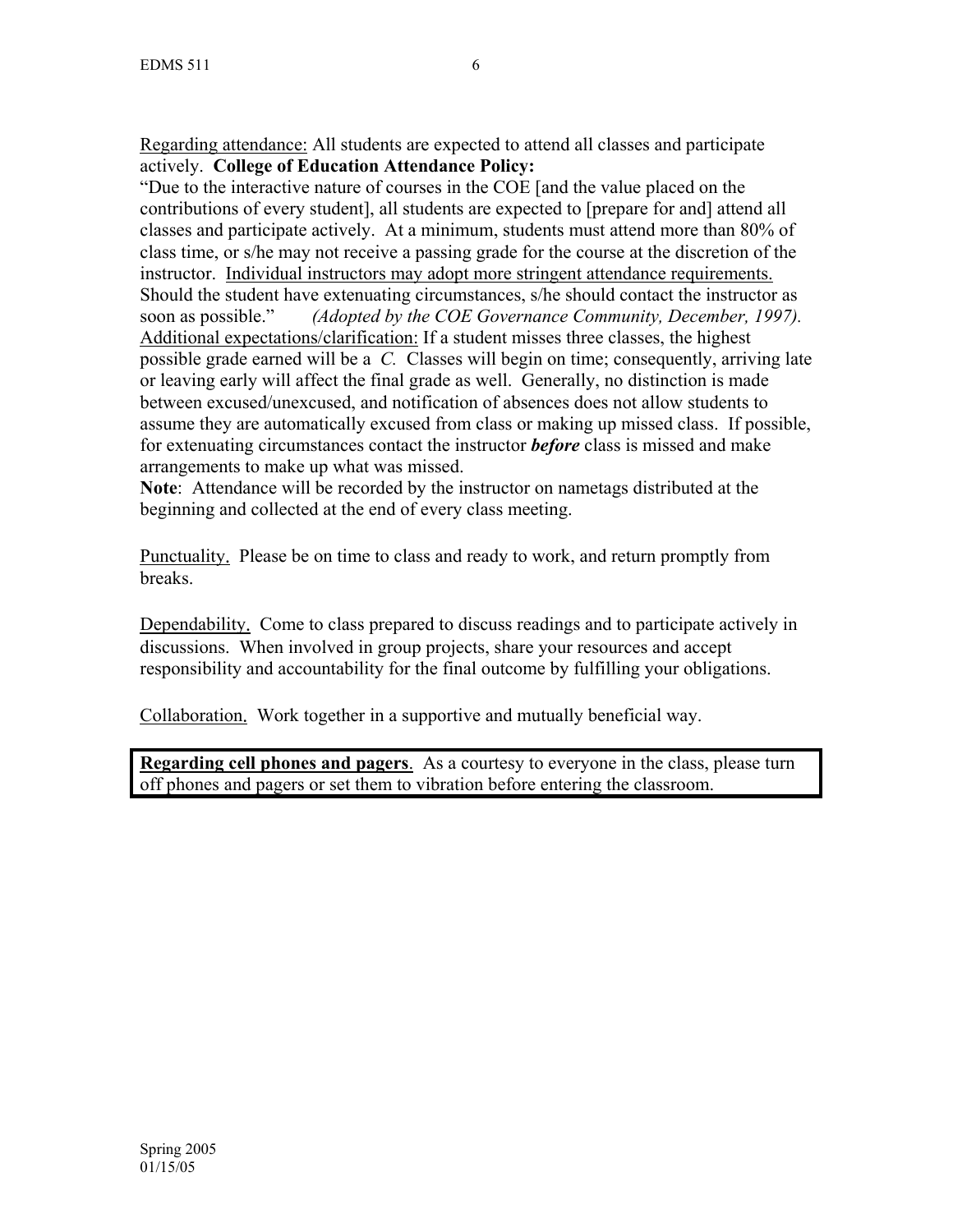<u>Regarding attendance:</u> All students are expected to attend all classes and participate actively. **College of Education Attendance Policy:**
"Due to the interactive nature of courses in the COE [and the value placed on the contributions of every student], all students are expected to [prepare for and] attend all classes and participate actively. At a minimum, students must attend more than 80% of class time, or s/he may not receive a passing grade for the course at the discretion of the instructor. <u>Individual instructors may adopt more stringent attendance requirements.</u> Should the student have extenuating circumstances, s/he should contact the instructor as soon as possible." *(Adopted by the COE Governance Community, December, 1997).*
<u>Additional expectations/clarification:</u> If a student misses three classes, the highest possible grade earned will be a *C.* Classes will begin on time; consequently, arriving late or leaving early will affect the final grade as well. Generally, no distinction is made between excused/unexcused, and notification of absences does not allow students to assume they are automatically excused from class or making up missed class. If possible, for extenuating circumstances contact the instructor ***before*** class is missed and make arrangements to make up what was missed.
**Note**: Attendance will be recorded by the instructor on nametags distributed at the beginning and collected at the end of every class meeting.

<u>Punctuality.</u> Please be on time to class and ready to work, and return promptly from breaks.

<u>Dependability.</u> Come to class prepared to discuss readings and to participate actively in discussions. When involved in group projects, share your resources and accept responsibility and accountability for the final outcome by fulfilling your obligations.

<u>Collaboration.</u> Work together in a supportive and mutually beneficial way.

**<u>Regarding cell phones and pagers</u>**. As a courtesy to everyone in the class, please turn off phones and pagers or set them to vibration before entering the classroom.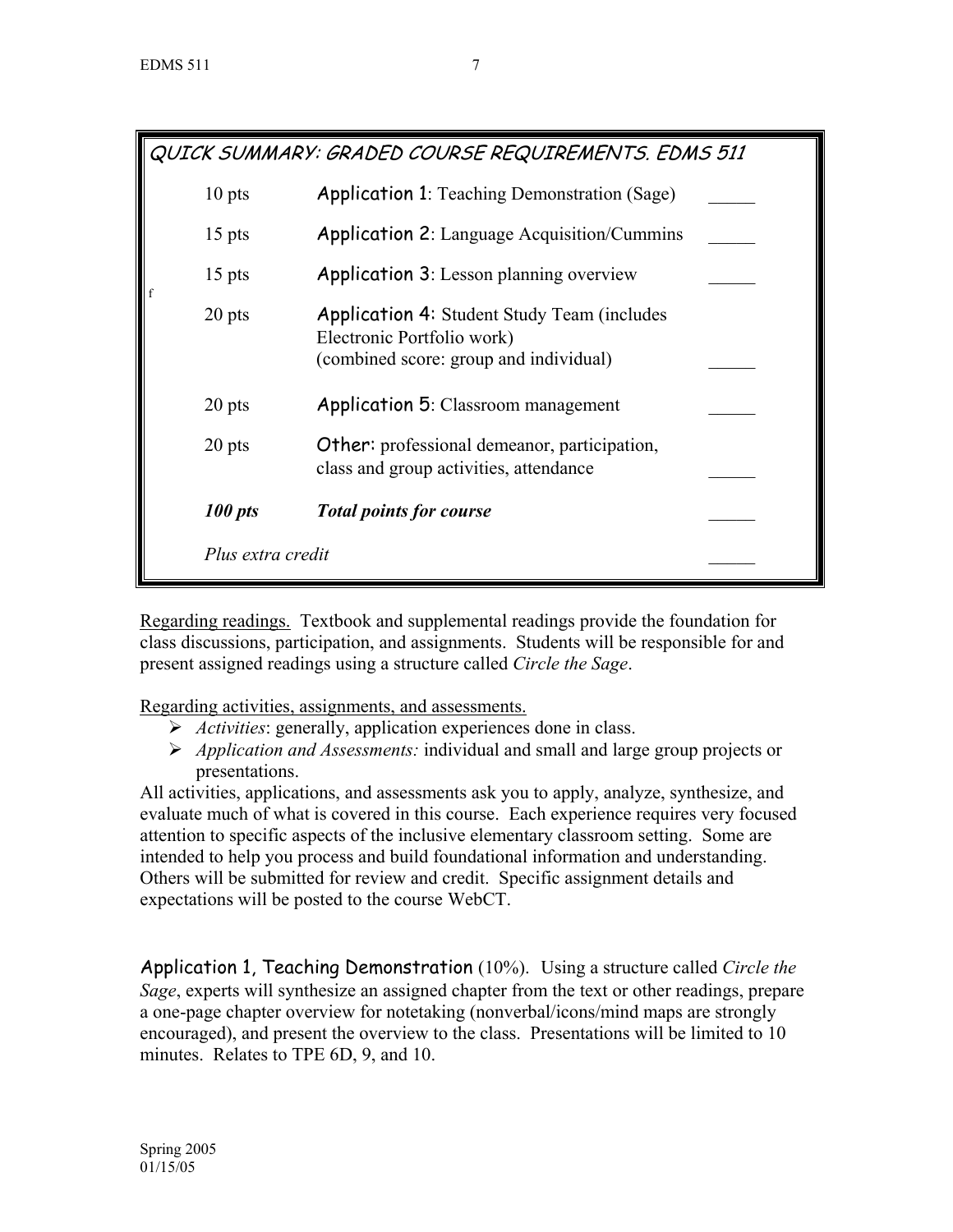| QUICK SUMMARY: GRADED COURSE REQUIREMENTS. EDMS 511 | | |
|---|---|---|
| 10 pts | Application 1: Teaching Demonstration (Sage) | _____ |
| 15 pts | Application 2: Language Acquisition/Cummins | _____ |
| 15 pts | Application 3: Lesson planning overview | _____ |
| 20 pts | Application 4: Student Study Team (includes Electronic Portfolio work) (combined score: group and individual) | _____ |
| 20 pts | Application 5: Classroom management | _____ |
| 20 pts | Other: professional demeanor, participation, class and group activities, attendance | _____ |
| ***100 pts*** | ***Total points for course*** | _____ |
| *Plus extra credit* | | _____ |

Regarding readings. Textbook and supplemental readings provide the foundation for class discussions, participation, and assignments. Students will be responsible for and present assigned readings using a structure called *Circle the Sage*.

Regarding activities, assignments, and assessments.

- *Activities*: generally, application experiences done in class.
- *Application and Assessments:* individual and small and large group projects or presentations.

All activities, applications, and assessments ask you to apply, analyze, synthesize, and evaluate much of what is covered in this course. Each experience requires very focused attention to specific aspects of the inclusive elementary classroom setting. Some are intended to help you process and build foundational information and understanding. Others will be submitted for review and credit. Specific assignment details and expectations will be posted to the course WebCT.

Application 1, Teaching Demonstration (10%). Using a structure called *Circle the Sage*, experts will synthesize an assigned chapter from the text or other readings, prepare a one-page chapter overview for notetaking (nonverbal/icons/mind maps are strongly encouraged), and present the overview to the class. Presentations will be limited to 10 minutes. Relates to TPE 6D, 9, and 10.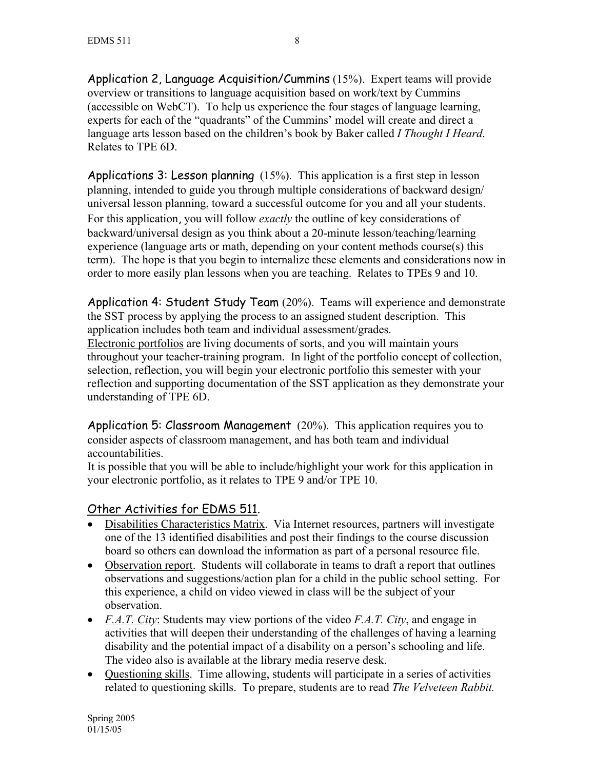**Application 2, Language Acquisition/Cummins** (15%). Expert teams will provide overview or transitions to language acquisition based on work/text by Cummins (accessible on WebCT). To help us experience the four stages of language learning, experts for each of the "quadrants" of the Cummins' model will create and direct a language arts lesson based on the children's book by Baker called *I Thought I Heard*. Relates to TPE 6D.

**Applications 3: Lesson planning** (15%). This application is a first step in lesson planning, intended to guide you through multiple considerations of backward design/ universal lesson planning, toward a successful outcome for you and all your students. For this application, you will follow *exactly* the outline of key considerations of backward/universal design as you think about a 20-minute lesson/teaching/learning experience (language arts or math, depending on your content methods course(s) this term). The hope is that you begin to internalize these elements and considerations now in order to more easily plan lessons when you are teaching. Relates to TPEs 9 and 10.

**Application 4: Student Study Team** (20%). Teams will experience and demonstrate the SST process by applying the process to an assigned student description. This application includes both team and individual assessment/grades.
Electronic portfolios are living documents of sorts, and you will maintain yours throughout your teacher-training program. In light of the portfolio concept of collection, selection, reflection, you will begin your electronic portfolio this semester with your reflection and supporting documentation of the SST application as they demonstrate your understanding of TPE 6D.

**Application 5: Classroom Management** (20%). This application requires you to consider aspects of classroom management, and has both team and individual accountabilities.
It is possible that you will be able to include/highlight your work for this application in your electronic portfolio, as it relates to TPE 9 and/or TPE 10.

## Other Activities for EDMS 511.

- Disabilities Characteristics Matrix. Via Internet resources, partners will investigate one of the 13 identified disabilities and post their findings to the course discussion board so others can download the information as part of a personal resource file.
- Observation report. Students will collaborate in teams to draft a report that outlines observations and suggestions/action plan for a child in the public school setting. For this experience, a child on video viewed in class will be the subject of your observation.
- *F.A.T. City*: Students may view portions of the video *F.A.T. City*, and engage in activities that will deepen their understanding of the challenges of having a learning disability and the potential impact of a disability on a person's schooling and life. The video also is available at the library media reserve desk.
- Questioning skills. Time allowing, students will participate in a series of activities related to questioning skills. To prepare, students are to read *The Velveteen Rabbit.*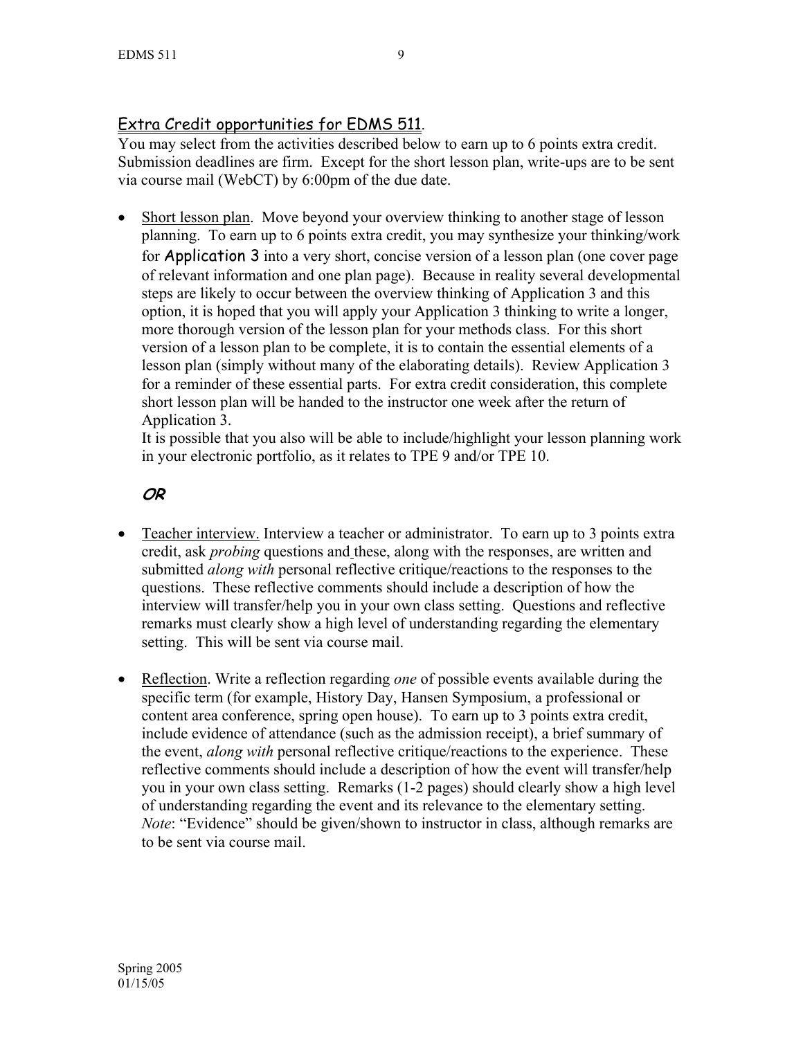## Extra Credit opportunities for EDMS 511.

You may select from the activities described below to earn up to 6 points extra credit. Submission deadlines are firm. Except for the short lesson plan, write-ups are to be sent via course mail (WebCT) by 6:00pm of the due date.

- Short lesson plan. Move beyond your overview thinking to another stage of lesson planning. To earn up to 6 points extra credit, you may synthesize your thinking/work for Application 3 into a very short, concise version of a lesson plan (one cover page of relevant information and one plan page). Because in reality several developmental steps are likely to occur between the overview thinking of Application 3 and this option, it is hoped that you will apply your Application 3 thinking to write a longer, more thorough version of the lesson plan for your methods class. For this short version of a lesson plan to be complete, it is to contain the essential elements of a lesson plan (simply without many of the elaborating details). Review Application 3 for a reminder of these essential parts. For extra credit consideration, this complete short lesson plan will be handed to the instructor one week after the return of Application 3.

  It is possible that you also will be able to include/highlight your lesson planning work in your electronic portfolio, as it relates to TPE 9 and/or TPE 10.

***OR***

- Teacher interview. Interview a teacher or administrator. To earn up to 3 points extra credit, ask *probing* questions and these, along with the responses, are written and submitted *along with* personal reflective critique/reactions to the responses to the questions. These reflective comments should include a description of how the interview will transfer/help you in your own class setting. Questions and reflective remarks must clearly show a high level of understanding regarding the elementary setting. This will be sent via course mail.

- Reflection. Write a reflection regarding *one* of possible events available during the specific term (for example, History Day, Hansen Symposium, a professional or content area conference, spring open house). To earn up to 3 points extra credit, include evidence of attendance (such as the admission receipt), a brief summary of the event, *along with* personal reflective critique/reactions to the experience. These reflective comments should include a description of how the event will transfer/help you in your own class setting. Remarks (1-2 pages) should clearly show a high level of understanding regarding the event and its relevance to the elementary setting. *Note*: "Evidence" should be given/shown to instructor in class, although remarks are to be sent via course mail.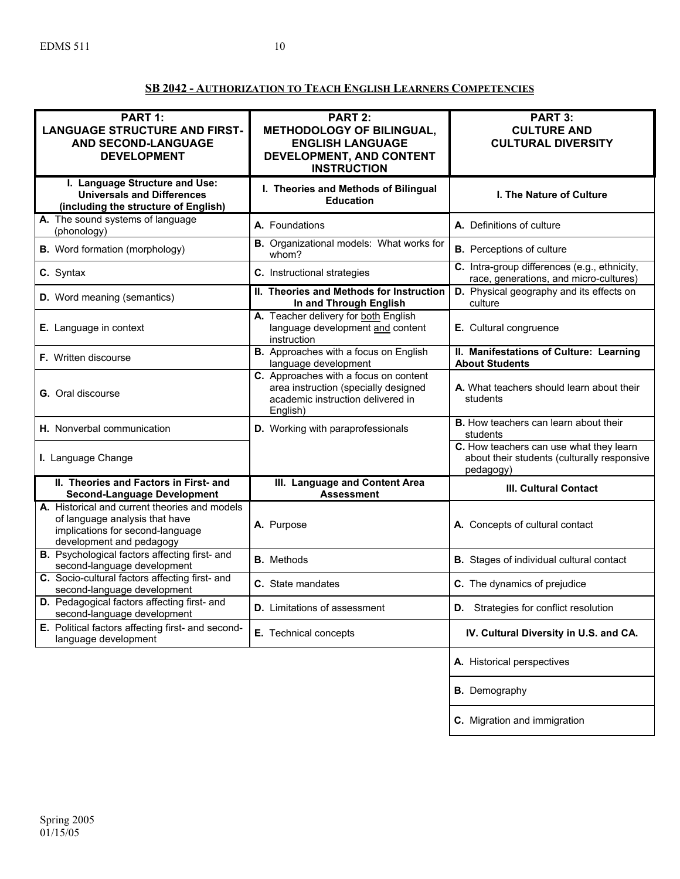## SB 2042 - AUTHORIZATION TO TEACH ENGLISH LEARNERS COMPETENCIES

| PART 1: LANGUAGE STRUCTURE AND FIRST- AND SECOND-LANGUAGE DEVELOPMENT | PART 2: METHODOLOGY OF BILINGUAL, ENGLISH LANGUAGE DEVELOPMENT, AND CONTENT INSTRUCTION | PART 3: CULTURE AND CULTURAL DIVERSITY |
|---|---|---|
| **I. Language Structure and Use: Universals and Differences (including the structure of English)** | **I. Theories and Methods of Bilingual Education** | **I. The Nature of Culture** |
| **A.** The sound systems of language (phonology) | **A.** Foundations | **A.** Definitions of culture |
| **B.** Word formation (morphology) | **B.** Organizational models: What works for whom? | **B.** Perceptions of culture |
| **C.** Syntax | **C.** Instructional strategies | **C.** Intra-group differences (e.g., ethnicity, race, generations, and micro-cultures) |
| **D.** Word meaning (semantics) | **II. Theories and Methods for Instruction In and Through English** | **D.** Physical geography and its effects on culture |
| **E.** Language in context | **A.** Teacher delivery for both English language development and content instruction | **E.** Cultural congruence |
| **F.** Written discourse | **B.** Approaches with a focus on English language development | **II. Manifestations of Culture: Learning About Students** |
| **G.** Oral discourse | **C.** Approaches with a focus on content area instruction (specially designed academic instruction delivered in English) | **A.** What teachers should learn about their students |
| **H.** Nonverbal communication | **D.** Working with paraprofessionals | **B.** How teachers can learn about their students |
| **I.** Language Change | | **C.** How teachers can use what they learn about their students (culturally responsive pedagogy) |
| **II. Theories and Factors in First- and Second-Language Development** | **III. Language and Content Area Assessment** | **III. Cultural Contact** |
| **A.** Historical and current theories and models of language analysis that have implications for second-language development and pedagogy | **A.** Purpose | **A.** Concepts of cultural contact |
| **B.** Psychological factors affecting first- and second-language development | **B.** Methods | **B.** Stages of individual cultural contact |
| **C.** Socio-cultural factors affecting first- and second-language development | **C.** State mandates | **C.** The dynamics of prejudice |
| **D.** Pedagogical factors affecting first- and second-language development | **D.** Limitations of assessment | **D.** Strategies for conflict resolution |
| **E.** Political factors affecting first- and second-language development | **E.** Technical concepts | **IV. Cultural Diversity in U.S. and CA.** |
| | | **A.** Historical perspectives |
| | | **B.** Demography |
| | | **C.** Migration and immigration |

Spring 2005
01/15/05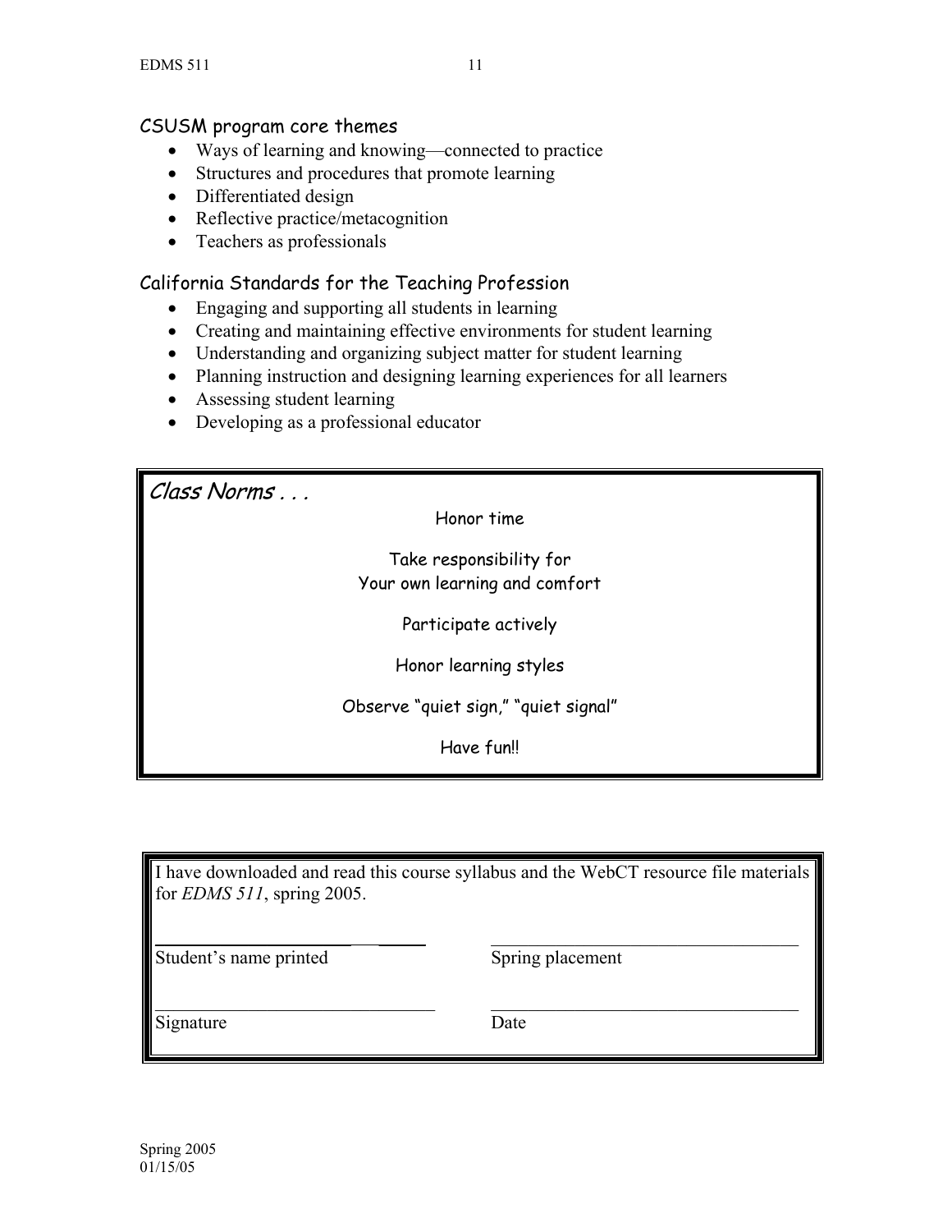## CSUSM program core themes

- Ways of learning and knowing—connected to practice
- Structures and procedures that promote learning
- Differentiated design
- Reflective practice/metacognition
- Teachers as professionals

## California Standards for the Teaching Profession

- Engaging and supporting all students in learning
- Creating and maintaining effective environments for student learning
- Understanding and organizing subject matter for student learning
- Planning instruction and designing learning experiences for all learners
- Assessing student learning
- Developing as a professional educator

*Class Norms . . .*

Honor time

Take responsibility for
Your own learning and comfort

Participate actively

Honor learning styles

Observe "quiet sign," "quiet signal"

Have fun!!

I have downloaded and read this course syllabus and the WebCT resource file materials for *EDMS 511*, spring 2005.

______________________________ ______________________________
Student's name printed Spring placement

______________________________ ______________________________
Signature Date

Spring 2005
01/15/05